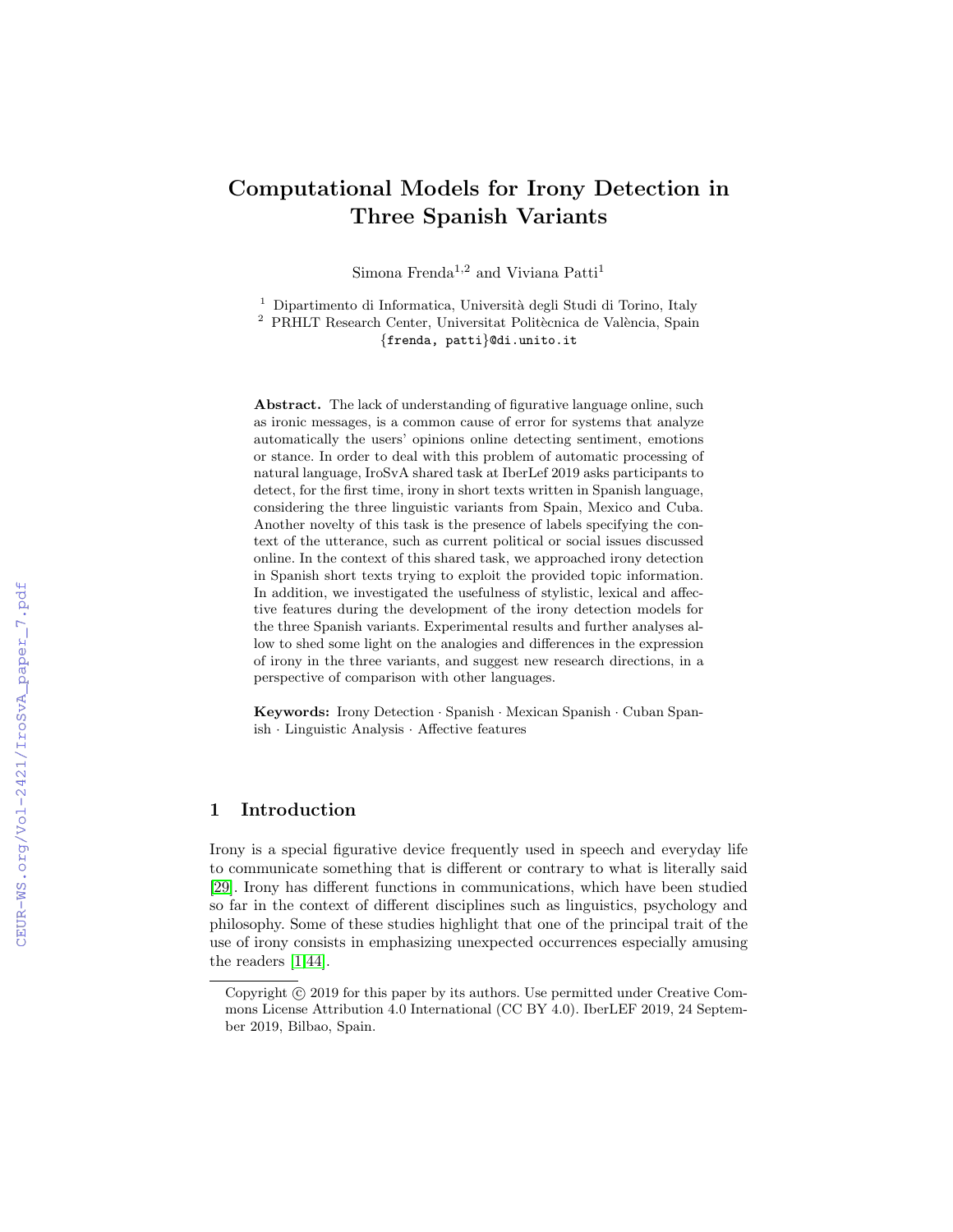# Computational Models for Irony Detection in Three Spanish Variants

Simona Frenda[1,2] and Viviana Patti[1]

[1] Dipartimento di Informatica, Università degli Studi di Torino, Italy
[2] PRHLT Research Center, Universitat Politècnica de València, Spain
{frenda, patti}@di.unito.it

**Abstract.** The lack of understanding of figurative language online, such as ironic messages, is a common cause of error for systems that analyze automatically the users' opinions online detecting sentiment, emotions or stance. In order to deal with this problem of automatic processing of natural language, IroSvA shared task at IberLef 2019 asks participants to detect, for the first time, irony in short texts written in Spanish language, considering the three linguistic variants from Spain, Mexico and Cuba. Another novelty of this task is the presence of labels specifying the context of the utterance, such as current political or social issues discussed online. In the context of this shared task, we approached irony detection in Spanish short texts trying to exploit the provided topic information. In addition, we investigated the usefulness of stylistic, lexical and affective features during the development of the irony detection models for the three Spanish variants. Experimental results and further analyses allow to shed some light on the analogies and differences in the expression of irony in the three variants, and suggest new research directions, in a perspective of comparison with other languages.

**Keywords:** Irony Detection · Spanish · Mexican Spanish · Cuban Spanish · Linguistic Analysis · Affective features

## 1 Introduction

Irony is a special figurative device frequently used in speech and everyday life to communicate something that is different or contrary to what is literally said [29]. Irony has different functions in communications, which have been studied so far in the context of different disciplines such as linguistics, psychology and philosophy. Some of these studies highlight that one of the principal trait of the use of irony consists in emphasizing unexpected occurrences especially amusing the readers [1,44].

Copyright © 2019 for this paper by its authors. Use permitted under Creative Commons License Attribution 4.0 International (CC BY 4.0). IberLEF 2019, 24 September 2019, Bilbao, Spain.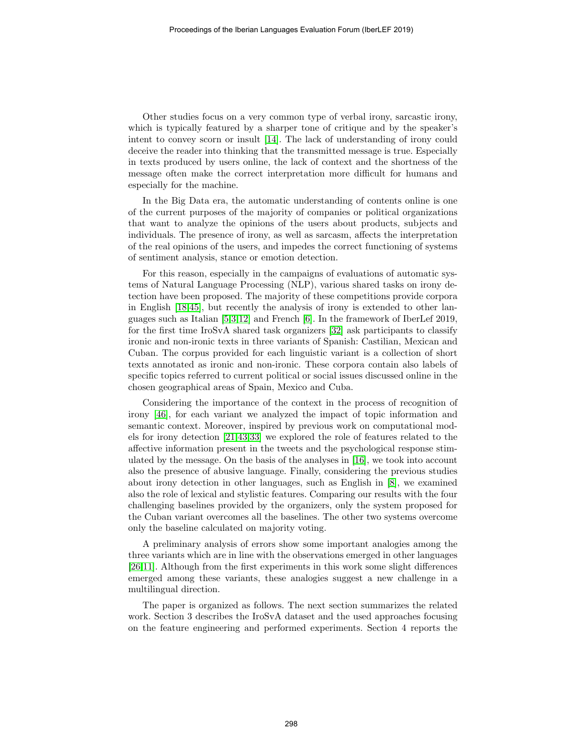Other studies focus on a very common type of verbal irony, sarcastic irony, which is typically featured by a sharper tone of critique and by the speaker's intent to convey scorn or insult [14]. The lack of understanding of irony could deceive the reader into thinking that the transmitted message is true. Especially in texts produced by users online, the lack of context and the shortness of the message often make the correct interpretation more difficult for humans and especially for the machine.

In the Big Data era, the automatic understanding of contents online is one of the current purposes of the majority of companies or political organizations that want to analyze the opinions of the users about products, subjects and individuals. The presence of irony, as well as sarcasm, affects the interpretation of the real opinions of the users, and impedes the correct functioning of systems of sentiment analysis, stance or emotion detection.

For this reason, especially in the campaigns of evaluations of automatic systems of Natural Language Processing (NLP), various shared tasks on irony detection have been proposed. The majority of these competitions provide corpora in English [18,45], but recently the analysis of irony is extended to other languages such as Italian [5,3,12] and French [6]. In the framework of IberLef 2019, for the first time IroSvA shared task organizers [32] ask participants to classify ironic and non-ironic texts in three variants of Spanish: Castilian, Mexican and Cuban. The corpus provided for each linguistic variant is a collection of short texts annotated as ironic and non-ironic. These corpora contain also labels of specific topics referred to current political or social issues discussed online in the chosen geographical areas of Spain, Mexico and Cuba.

Considering the importance of the context in the process of recognition of irony [46], for each variant we analyzed the impact of topic information and semantic context. Moreover, inspired by previous work on computational models for irony detection [21,43,33] we explored the role of features related to the affective information present in the tweets and the psychological response stimulated by the message. On the basis of the analyses in [16], we took into account also the presence of abusive language. Finally, considering the previous studies about irony detection in other languages, such as English in [8], we examined also the role of lexical and stylistic features. Comparing our results with the four challenging baselines provided by the organizers, only the system proposed for the Cuban variant overcomes all the baselines. The other two systems overcome only the baseline calculated on majority voting.

A preliminary analysis of errors show some important analogies among the three variants which are in line with the observations emerged in other languages [26,11]. Although from the first experiments in this work some slight differences emerged among these variants, these analogies suggest a new challenge in a multilingual direction.

The paper is organized as follows. The next section summarizes the related work. Section 3 describes the IroSvA dataset and the used approaches focusing on the feature engineering and performed experiments. Section 4 reports the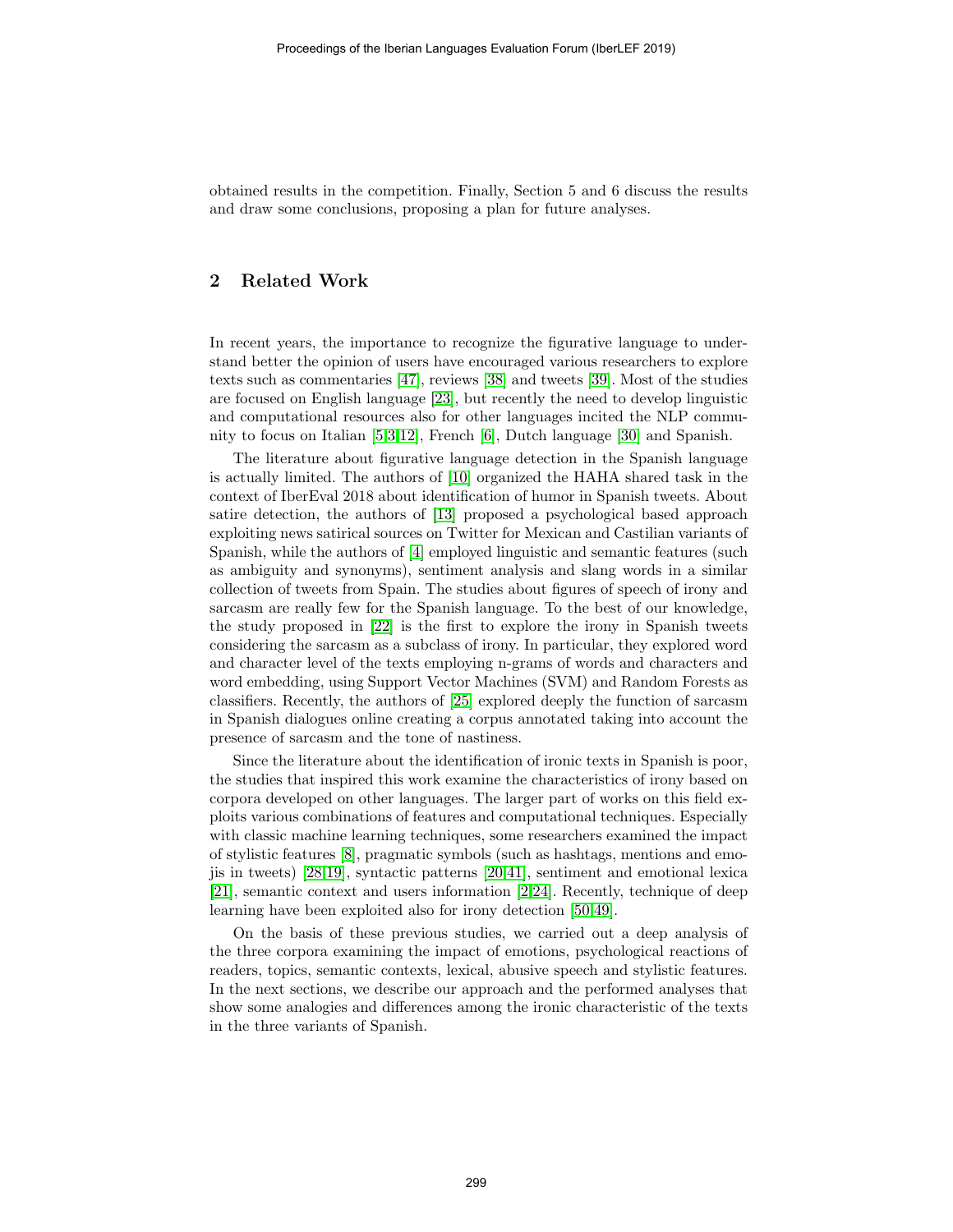obtained results in the competition. Finally, Section 5 and 6 discuss the results and draw some conclusions, proposing a plan for future analyses.

## 2 Related Work

In recent years, the importance to recognize the figurative language to understand better the opinion of users have encouraged various researchers to explore texts such as commentaries [47], reviews [38] and tweets [39]. Most of the studies are focused on English language [23], but recently the need to develop linguistic and computational resources also for other languages incited the NLP community to focus on Italian [5,3,12], French [6], Dutch language [30] and Spanish.

The literature about figurative language detection in the Spanish language is actually limited. The authors of [10] organized the HAHA shared task in the context of IberEval 2018 about identification of humor in Spanish tweets. About satire detection, the authors of [13] proposed a psychological based approach exploiting news satirical sources on Twitter for Mexican and Castilian variants of Spanish, while the authors of [4] employed linguistic and semantic features (such as ambiguity and synonyms), sentiment analysis and slang words in a similar collection of tweets from Spain. The studies about figures of speech of irony and sarcasm are really few for the Spanish language. To the best of our knowledge, the study proposed in [22] is the first to explore the irony in Spanish tweets considering the sarcasm as a subclass of irony. In particular, they explored word and character level of the texts employing n-grams of words and characters and word embedding, using Support Vector Machines (SVM) and Random Forests as classifiers. Recently, the authors of [25] explored deeply the function of sarcasm in Spanish dialogues online creating a corpus annotated taking into account the presence of sarcasm and the tone of nastiness.

Since the literature about the identification of ironic texts in Spanish is poor, the studies that inspired this work examine the characteristics of irony based on corpora developed on other languages. The larger part of works on this field exploits various combinations of features and computational techniques. Especially with classic machine learning techniques, some researchers examined the impact of stylistic features [8], pragmatic symbols (such as hashtags, mentions and emojis in tweets) [28,19], syntactic patterns [20,41], sentiment and emotional lexica [21], semantic context and users information [2,24]. Recently, technique of deep learning have been exploited also for irony detection [50,49].

On the basis of these previous studies, we carried out a deep analysis of the three corpora examining the impact of emotions, psychological reactions of readers, topics, semantic contexts, lexical, abusive speech and stylistic features. In the next sections, we describe our approach and the performed analyses that show some analogies and differences among the ironic characteristic of the texts in the three variants of Spanish.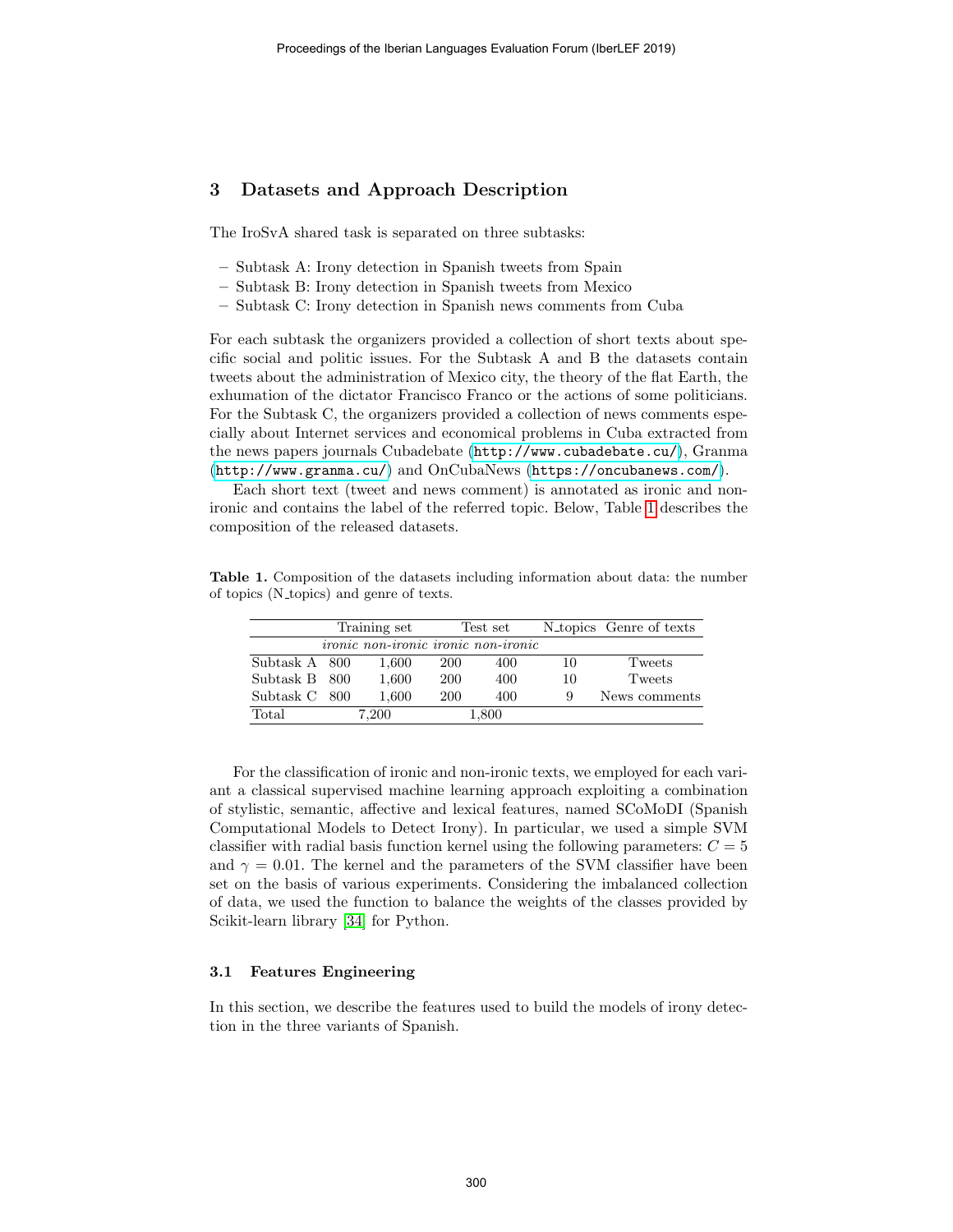## 3 Datasets and Approach Description

The IroSvA shared task is separated on three subtasks:

- Subtask A: Irony detection in Spanish tweets from Spain
- Subtask B: Irony detection in Spanish tweets from Mexico
- Subtask C: Irony detection in Spanish news comments from Cuba

For each subtask the organizers provided a collection of short texts about specific social and politic issues. For the Subtask A and B the datasets contain tweets about the administration of Mexico city, the theory of the flat Earth, the exhumation of the dictator Francisco Franco or the actions of some politicians. For the Subtask C, the organizers provided a collection of news comments especially about Internet services and economical problems in Cuba extracted from the news papers journals Cubadebate (http://www.cubadebate.cu/), Granma (http://www.granma.cu/) and OnCubaNews (https://oncubanews.com/).

Each short text (tweet and news comment) is annotated as ironic and non-ironic and contains the label of the referred topic. Below, Table 1 describes the composition of the released datasets.

**Table 1.** Composition of the datasets including information about data: the number of topics (N_topics) and genre of texts.

| | Training set | | Test set | | N_topics | Genre of texts |
|---|---|---|---|---|---|---|
| | *ironic* | *non-ironic* | *ironic* | *non-ironic* | | |
| Subtask A | 800 | 1,600 | 200 | 400 | 10 | Tweets |
| Subtask B | 800 | 1,600 | 200 | 400 | 10 | Tweets |
| Subtask C | 800 | 1,600 | 200 | 400 | 9 | News comments |
| Total | 7,200 | | 1,800 | | | |

For the classification of ironic and non-ironic texts, we employed for each variant a classical supervised machine learning approach exploiting a combination of stylistic, semantic, affective and lexical features, named SCoMoDI (Spanish Computational Models to Detect Irony). In particular, we used a simple SVM classifier with radial basis function kernel using the following parameters: $C = 5$ and $\gamma = 0.01$. The kernel and the parameters of the SVM classifier have been set on the basis of various experiments. Considering the imbalanced collection of data, we used the function to balance the weights of the classes provided by Scikit-learn library [34] for Python.

### 3.1 Features Engineering

In this section, we describe the features used to build the models of irony detection in the three variants of Spanish.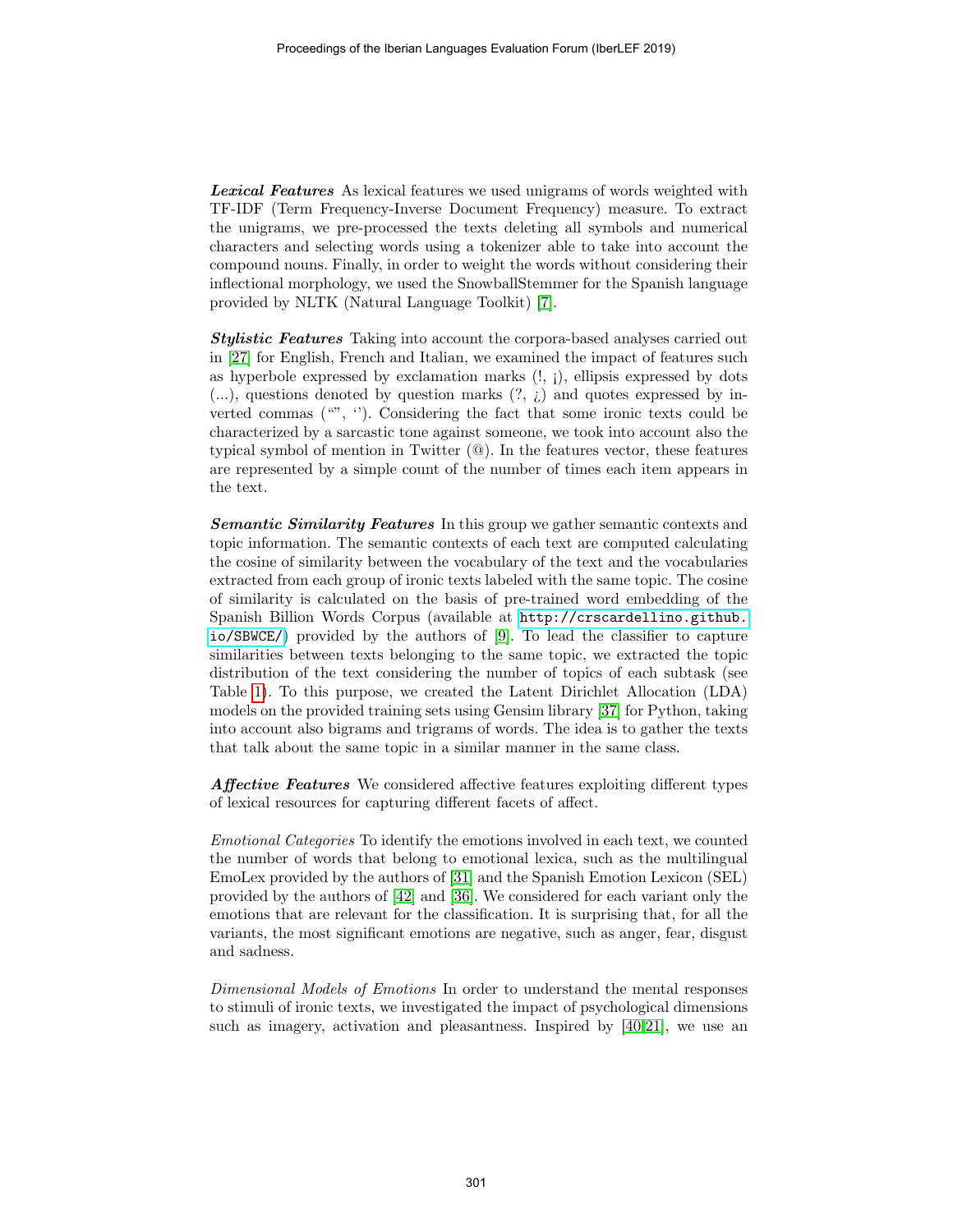***Lexical Features*** As lexical features we used unigrams of words weighted with TF-IDF (Term Frequency-Inverse Document Frequency) measure. To extract the unigrams, we pre-processed the texts deleting all symbols and numerical characters and selecting words using a tokenizer able to take into account the compound nouns. Finally, in order to weight the words without considering their inflectional morphology, we used the SnowballStemmer for the Spanish language provided by NLTK (Natural Language Toolkit) [7].

***Stylistic Features*** Taking into account the corpora-based analyses carried out in [27] for English, French and Italian, we examined the impact of features such as hyperbole expressed by exclamation marks (!, ¡), ellipsis expressed by dots (...), questions denoted by question marks (?, ¿) and quotes expressed by inverted commas ("", ''). Considering the fact that some ironic texts could be characterized by a sarcastic tone against someone, we took into account also the typical symbol of mention in Twitter (@). In the features vector, these features are represented by a simple count of the number of times each item appears in the text.

***Semantic Similarity Features*** In this group we gather semantic contexts and topic information. The semantic contexts of each text are computed calculating the cosine of similarity between the vocabulary of the text and the vocabularies extracted from each group of ironic texts labeled with the same topic. The cosine of similarity is calculated on the basis of pre-trained word embedding of the Spanish Billion Words Corpus (available at http://crscardellino.github.io/SBWCE/) provided by the authors of [9]. To lead the classifier to capture similarities between texts belonging to the same topic, we extracted the topic distribution of the text considering the number of topics of each subtask (see Table 1). To this purpose, we created the Latent Dirichlet Allocation (LDA) models on the provided training sets using Gensim library [37] for Python, taking into account also bigrams and trigrams of words. The idea is to gather the texts that talk about the same topic in a similar manner in the same class.

***Affective Features*** We considered affective features exploiting different types of lexical resources for capturing different facets of affect.

*Emotional Categories* To identify the emotions involved in each text, we counted the number of words that belong to emotional lexica, such as the multilingual EmoLex provided by the authors of [31] and the Spanish Emotion Lexicon (SEL) provided by the authors of [42] and [36]. We considered for each variant only the emotions that are relevant for the classification. It is surprising that, for all the variants, the most significant emotions are negative, such as anger, fear, disgust and sadness.

*Dimensional Models of Emotions* In order to understand the mental responses to stimuli of ironic texts, we investigated the impact of psychological dimensions such as imagery, activation and pleasantness. Inspired by [40,21], we use an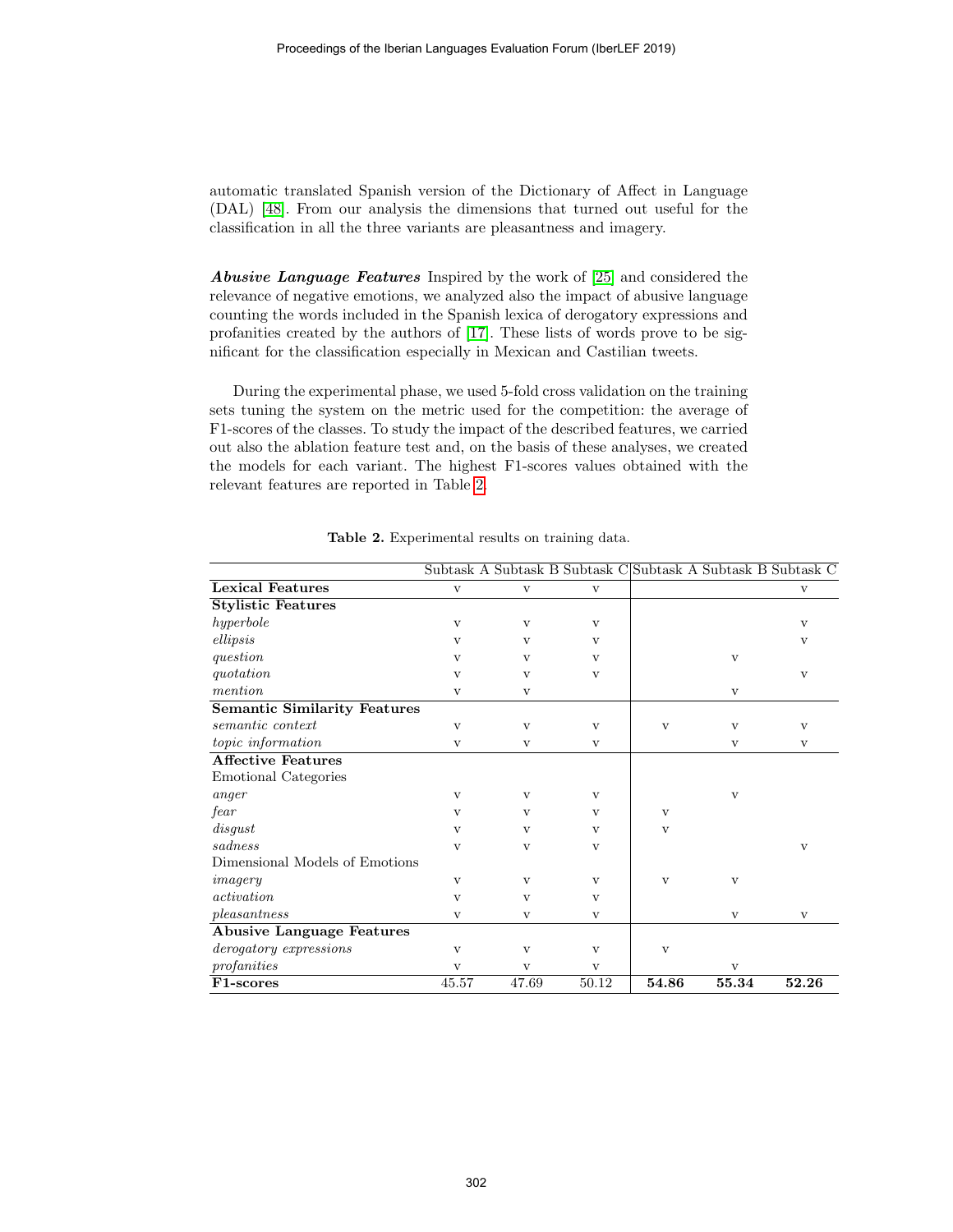automatic translated Spanish version of the Dictionary of Affect in Language (DAL) [48]. From our analysis the dimensions that turned out useful for the classification in all the three variants are pleasantness and imagery.

***Abusive Language Features*** Inspired by the work of [25] and considered the relevance of negative emotions, we analyzed also the impact of abusive language counting the words included in the Spanish lexica of derogatory expressions and profanities created by the authors of [17]. These lists of words prove to be significant for the classification especially in Mexican and Castilian tweets.

During the experimental phase, we used 5-fold cross validation on the training sets tuning the system on the metric used for the competition: the average of F1-scores of the classes. To study the impact of the described features, we carried out also the ablation feature test and, on the basis of these analyses, we created the models for each variant. The highest F1-scores values obtained with the relevant features are reported in Table 2.

**Table 2.** Experimental results on training data.

| | Subtask A | Subtask B | Subtask C | Subtask A | Subtask B | Subtask C |
|---|---|---|---|---|---|---|
| **Lexical Features** | v | v | v | | | v |
| **Stylistic Features** | | | | | | |
| *hyperbole* | v | v | v | | | v |
| *ellipsis* | v | v | v | | | v |
| *question* | v | v | v | | v | |
| *quotation* | v | v | v | | | v |
| *mention* | v | v | | | v | |
| **Semantic Similarity Features** | | | | | | |
| *semantic context* | v | v | v | v | v | v |
| *topic information* | v | v | v | | v | v |
| **Affective Features** | | | | | | |
| Emotional Categories | | | | | | |
| *anger* | v | v | v | | v | |
| *fear* | v | v | v | v | | |
| *disgust* | v | v | v | v | | |
| *sadness* | v | v | v | | | v |
| Dimensional Models of Emotions | | | | | | |
| *imagery* | v | v | v | v | v | |
| *activation* | v | v | v | | | |
| *pleasantness* | v | v | v | | v | v |
| **Abusive Language Features** | | | | | | |
| *derogatory expressions* | v | v | v | v | | |
| *profanities* | v | v | v | | v | |
| **F1-scores** | 45.57 | 47.69 | 50.12 | **54.86** | **55.34** | **52.26** |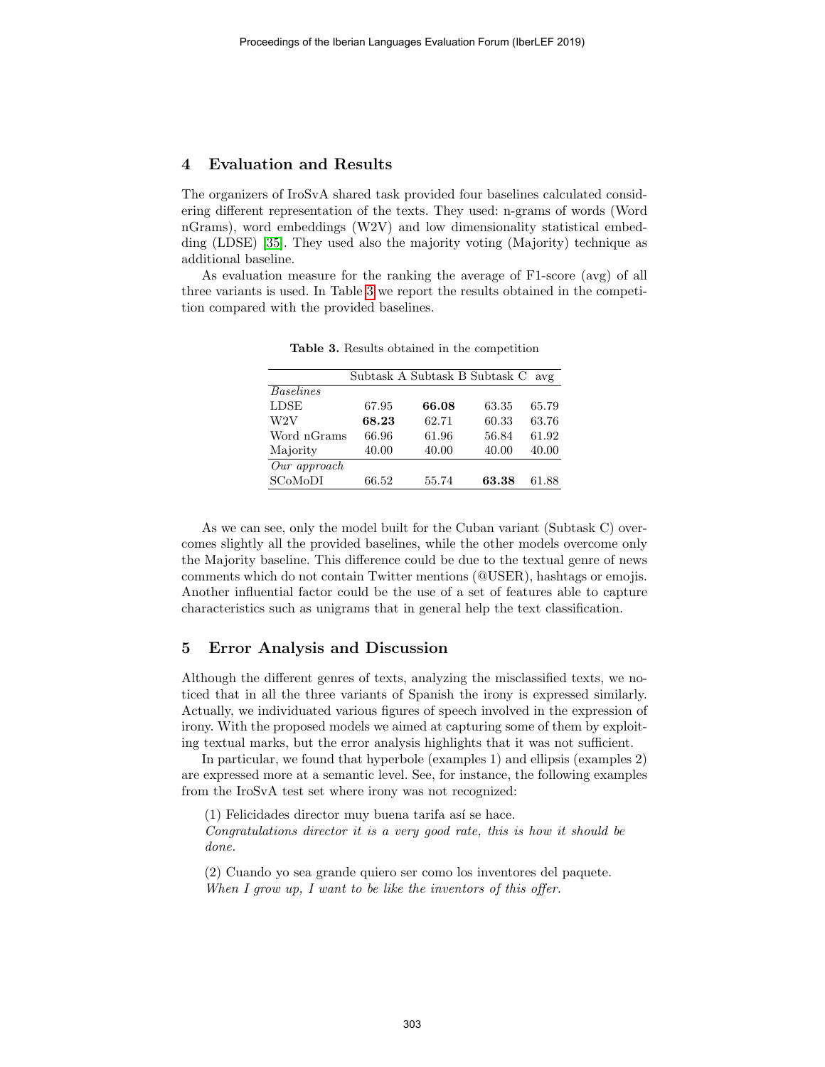## 4 Evaluation and Results

The organizers of IroSvA shared task provided four baselines calculated considering different representation of the texts. They used: n-grams of words (Word nGrams), word embeddings (W2V) and low dimensionality statistical embedding (LDSE) [35]. They used also the majority voting (Majority) technique as additional baseline.

As evaluation measure for the ranking the average of F1-score (avg) of all three variants is used. In Table 3 we report the results obtained in the competition compared with the provided baselines.

**Table 3.** Results obtained in the competition

| | Subtask A | Subtask B | Subtask C | avg |
|---|---|---|---|---|
| *Baselines* | | | | |
| LDSE | 67.95 | **66.08** | 63.35 | 65.79 |
| W2V | **68.23** | 62.71 | 60.33 | 63.76 |
| Word nGrams | 66.96 | 61.96 | 56.84 | 61.92 |
| Majority | 40.00 | 40.00 | 40.00 | 40.00 |
| *Our approach* | | | | |
| SCoMoDI | 66.52 | 55.74 | **63.38** | 61.88 |

As we can see, only the model built for the Cuban variant (Subtask C) overcomes slightly all the provided baselines, while the other models overcome only the Majority baseline. This difference could be due to the textual genre of news comments which do not contain Twitter mentions (@USER), hashtags or emojis. Another influential factor could be the use of a set of features able to capture characteristics such as unigrams that in general help the text classification.

## 5 Error Analysis and Discussion

Although the different genres of texts, analyzing the misclassified texts, we noticed that in all the three variants of Spanish the irony is expressed similarly. Actually, we individuated various figures of speech involved in the expression of irony. With the proposed models we aimed at capturing some of them by exploiting textual marks, but the error analysis highlights that it was not sufficient.

In particular, we found that hyperbole (examples 1) and ellipsis (examples 2) are expressed more at a semantic level. See, for instance, the following examples from the IroSvA test set where irony was not recognized:

(1) Felicidades director muy buena tarifa así se hace.
*Congratulations director it is a very good rate, this is how it should be done.*

(2) Cuando yo sea grande quiero ser como los inventores del paquete.
*When I grow up, I want to be like the inventors of this offer.*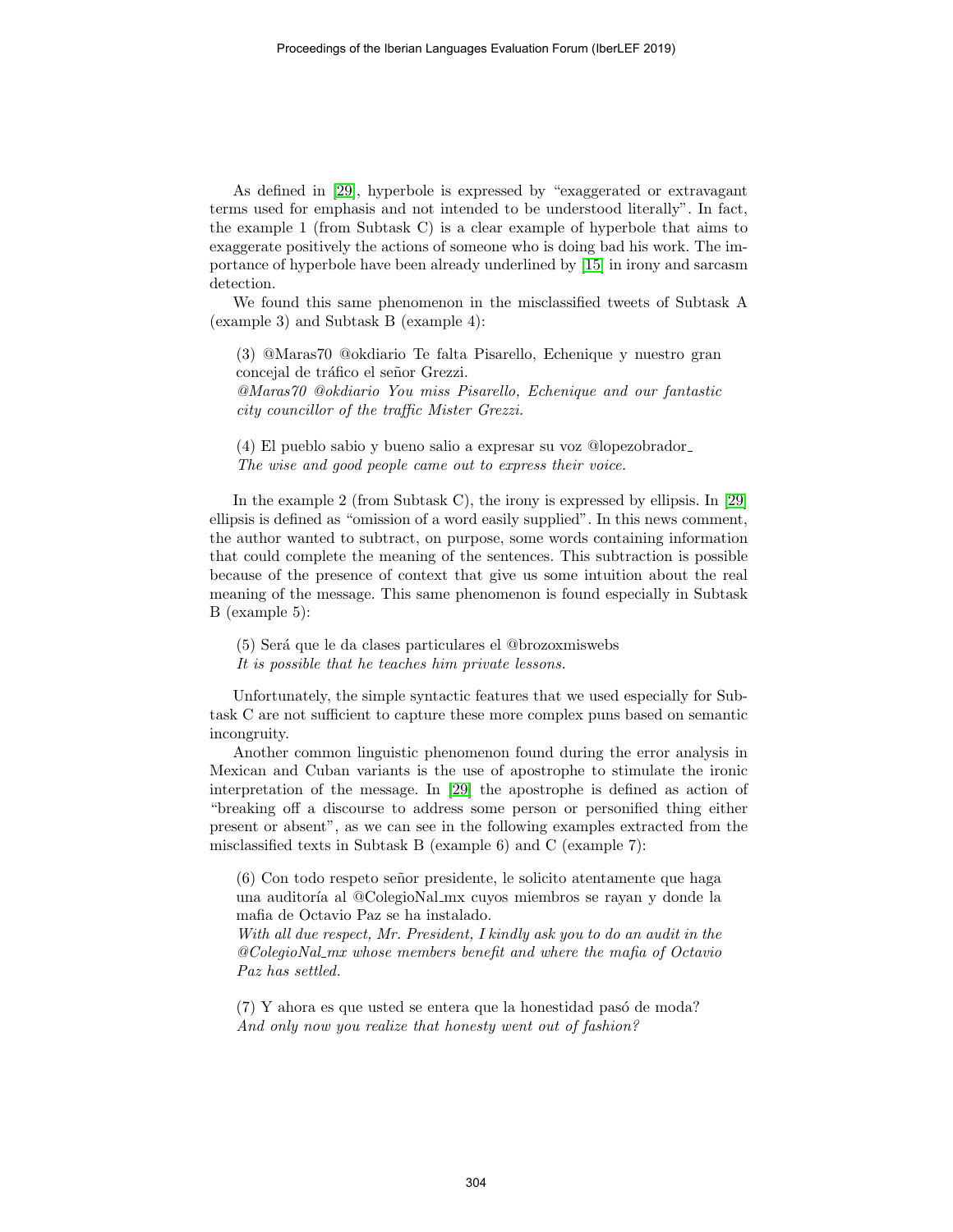As defined in [29], hyperbole is expressed by "exaggerated or extravagant terms used for emphasis and not intended to be understood literally". In fact, the example 1 (from Subtask C) is a clear example of hyperbole that aims to exaggerate positively the actions of someone who is doing bad his work. The importance of hyperbole have been already underlined by [15] in irony and sarcasm detection.

We found this same phenomenon in the misclassified tweets of Subtask A (example 3) and Subtask B (example 4):

> (3) @Maras70 @okdiario Te falta Pisarello, Echenique y nuestro gran concejal de tráfico el señor Grezzi.
> *@Maras70 @okdiario You miss Pisarello, Echenique and our fantastic city councillor of the traffic Mister Grezzi.*

> (4) El pueblo sabio y bueno salio a expresar su voz @lopezobrador_
> *The wise and good people came out to express their voice.*

In the example 2 (from Subtask C), the irony is expressed by ellipsis. In [29] ellipsis is defined as "omission of a word easily supplied". In this news comment, the author wanted to subtract, on purpose, some words containing information that could complete the meaning of the sentences. This subtraction is possible because of the presence of context that give us some intuition about the real meaning of the message. This same phenomenon is found especially in Subtask B (example 5):

> (5) Será que le da clases particulares el @brozoxmiswebs
> *It is possible that he teaches him private lessons.*

Unfortunately, the simple syntactic features that we used especially for Subtask C are not sufficient to capture these more complex puns based on semantic incongruity.

Another common linguistic phenomenon found during the error analysis in Mexican and Cuban variants is the use of apostrophe to stimulate the ironic interpretation of the message. In [29] the apostrophe is defined as action of "breaking off a discourse to address some person or personified thing either present or absent", as we can see in the following examples extracted from the misclassified texts in Subtask B (example 6) and C (example 7):

> (6) Con todo respeto señor presidente, le solicito atentamente que haga una auditoría al @ColegioNal_mx cuyos miembros se rayan y donde la mafia de Octavio Paz se ha instalado.
> *With all due respect, Mr. President, I kindly ask you to do an audit in the @ColegioNal_mx whose members benefit and where the mafia of Octavio Paz has settled.*

> (7) Y ahora es que usted se entera que la honestidad pasó de moda?
> *And only now you realize that honesty went out of fashion?*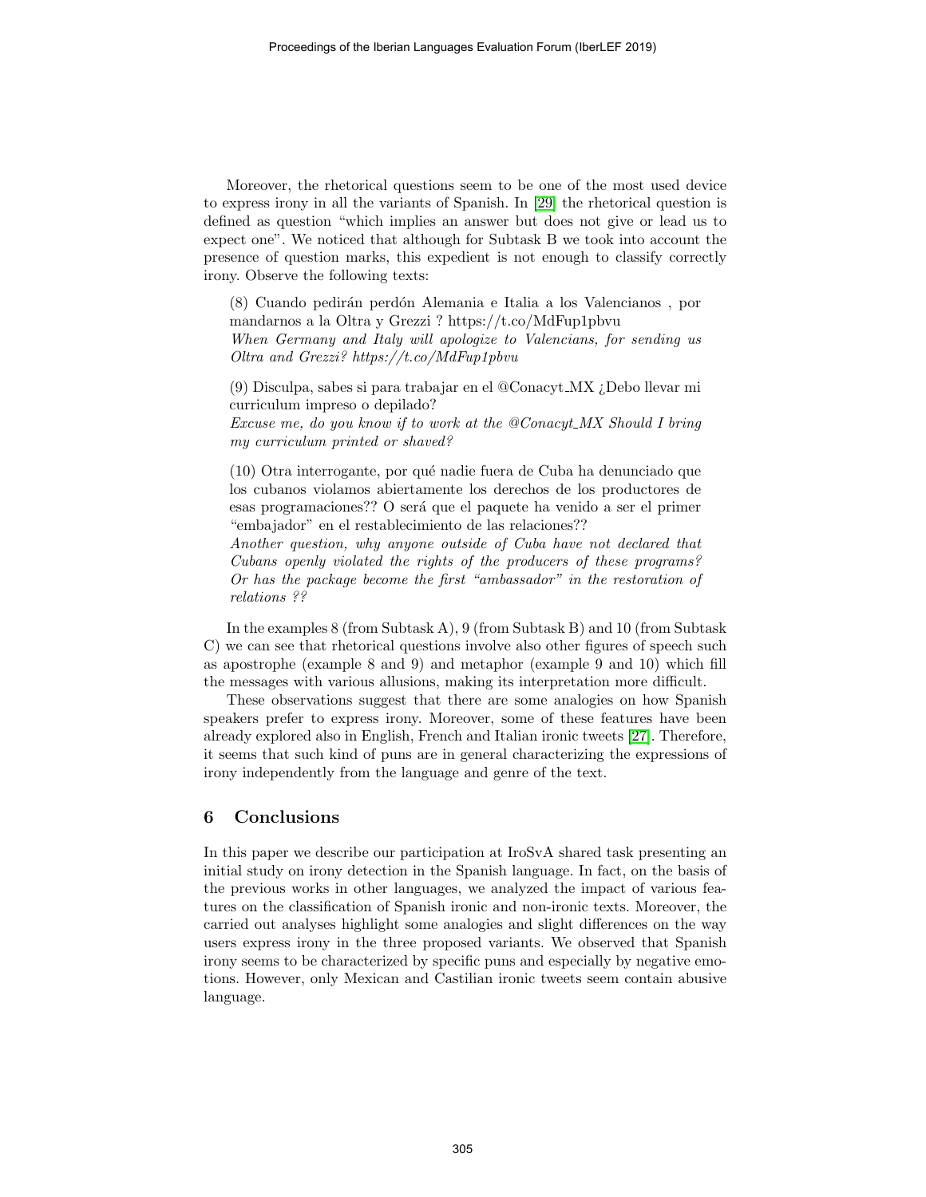Moreover, the rhetorical questions seem to be one of the most used device to express irony in all the variants of Spanish. In [29] the rhetorical question is defined as question "which implies an answer but does not give or lead us to expect one". We noticed that although for Subtask B we took into account the presence of question marks, this expedient is not enough to classify correctly irony. Observe the following texts:

> (8) Cuando pedirán perdón Alemania e Italia a los Valencianos , por mandarnos a la Oltra y Grezzi ? https://t.co/MdFup1pbvu
> *When Germany and Italy will apologize to Valencians, for sending us Oltra and Grezzi? https://t.co/MdFup1pbvu*

> (9) Disculpa, sabes si para trabajar en el @Conacyt_MX ¿Debo llevar mi curriculum impreso o depilado?
> *Excuse me, do you know if to work at the @Conacyt_MX Should I bring my curriculum printed or shaved?*

> (10) Otra interrogante, por qué nadie fuera de Cuba ha denunciado que los cubanos violamos abiertamente los derechos de los productores de esas programaciones?? O será que el paquete ha venido a ser el primer "embajador" en el restablecimiento de las relaciones??
> *Another question, why anyone outside of Cuba have not declared that Cubans openly violated the rights of the producers of these programs? Or has the package become the first "ambassador" in the restoration of relations ??*

In the examples 8 (from Subtask A), 9 (from Subtask B) and 10 (from Subtask C) we can see that rhetorical questions involve also other figures of speech such as apostrophe (example 8 and 9) and metaphor (example 9 and 10) which fill the messages with various allusions, making its interpretation more difficult.

These observations suggest that there are some analogies on how Spanish speakers prefer to express irony. Moreover, some of these features have been already explored also in English, French and Italian ironic tweets [27]. Therefore, it seems that such kind of puns are in general characterizing the expressions of irony independently from the language and genre of the text.

## 6 Conclusions

In this paper we describe our participation at IroSvA shared task presenting an initial study on irony detection in the Spanish language. In fact, on the basis of the previous works in other languages, we analyzed the impact of various features on the classification of Spanish ironic and non-ironic texts. Moreover, the carried out analyses highlight some analogies and slight differences on the way users express irony in the three proposed variants. We observed that Spanish irony seems to be characterized by specific puns and especially by negative emotions. However, only Mexican and Castilian ironic tweets seem contain abusive language.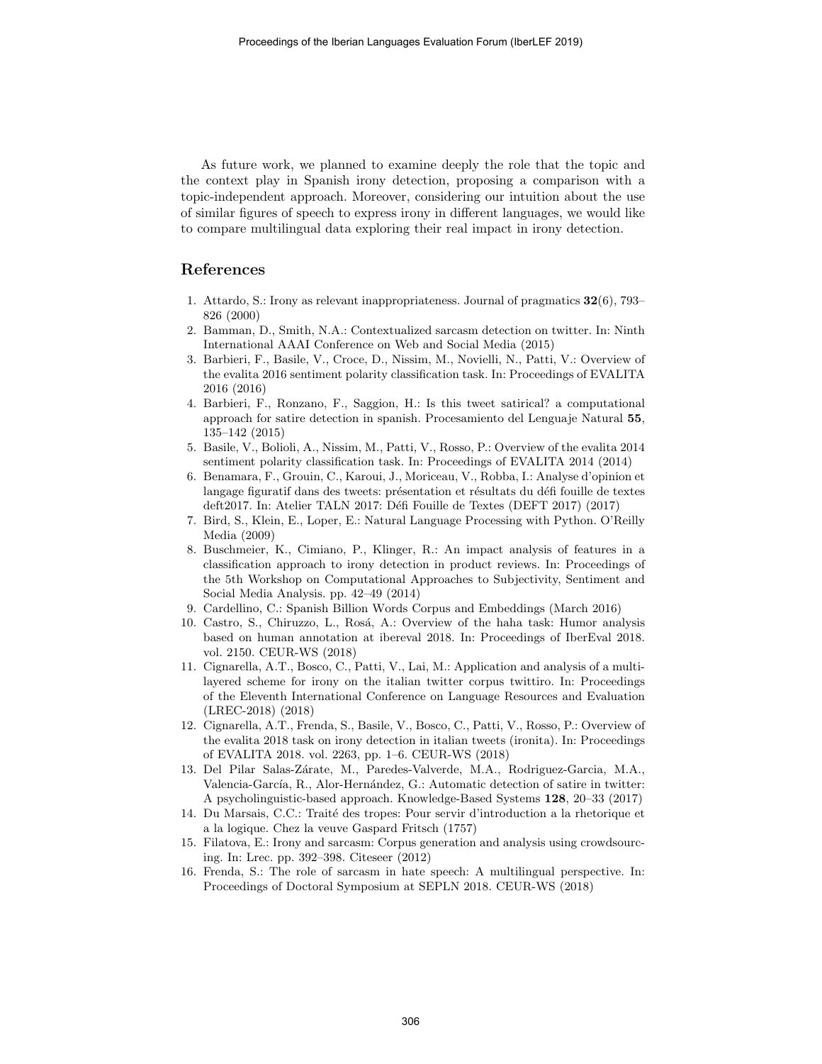As future work, we planned to examine deeply the role that the topic and the context play in Spanish irony detection, proposing a comparison with a topic-independent approach. Moreover, considering our intuition about the use of similar figures of speech to express irony in different languages, we would like to compare multilingual data exploring their real impact in irony detection.

## References

1. Attardo, S.: Irony as relevant inappropriateness. Journal of pragmatics **32**(6), 793–826 (2000)
2. Bamman, D., Smith, N.A.: Contextualized sarcasm detection on twitter. In: Ninth International AAAI Conference on Web and Social Media (2015)
3. Barbieri, F., Basile, V., Croce, D., Nissim, M., Novielli, N., Patti, V.: Overview of the evalita 2016 sentiment polarity classification task. In: Proceedings of EVALITA 2016 (2016)
4. Barbieri, F., Ronzano, F., Saggion, H.: Is this tweet satirical? a computational approach for satire detection in spanish. Procesamiento del Lenguaje Natural **55**, 135–142 (2015)
5. Basile, V., Bolioli, A., Nissim, M., Patti, V., Rosso, P.: Overview of the evalita 2014 sentiment polarity classification task. In: Proceedings of EVALITA 2014 (2014)
6. Benamara, F., Grouin, C., Karoui, J., Moriceau, V., Robba, I.: Analyse d'opinion et langage figuratif dans des tweets: présentation et résultats du défi fouille de textes deft2017. In: Atelier TALN 2017: Défi Fouille de Textes (DEFT 2017) (2017)
7. Bird, S., Klein, E., Loper, E.: Natural Language Processing with Python. O'Reilly Media (2009)
8. Buschmeier, K., Cimiano, P., Klinger, R.: An impact analysis of features in a classification approach to irony detection in product reviews. In: Proceedings of the 5th Workshop on Computational Approaches to Subjectivity, Sentiment and Social Media Analysis. pp. 42–49 (2014)
9. Cardellino, C.: Spanish Billion Words Corpus and Embeddings (March 2016)
10. Castro, S., Chiruzzo, L., Rosá, A.: Overview of the haha task: Humor analysis based on human annotation at ibereval 2018. In: Proceedings of IberEval 2018. vol. 2150. CEUR-WS (2018)
11. Cignarella, A.T., Bosco, C., Patti, V., Lai, M.: Application and analysis of a multi-layered scheme for irony on the italian twitter corpus twittiro. In: Proceedings of the Eleventh International Conference on Language Resources and Evaluation (LREC-2018) (2018)
12. Cignarella, A.T., Frenda, S., Basile, V., Bosco, C., Patti, V., Rosso, P.: Overview of the evalita 2018 task on irony detection in italian tweets (ironita). In: Proceedings of EVALITA 2018. vol. 2263, pp. 1–6. CEUR-WS (2018)
13. Del Pilar Salas-Zárate, M., Paredes-Valverde, M.A., Rodriguez-Garcia, M.A., Valencia-García, R., Alor-Hernández, G.: Automatic detection of satire in twitter: A psycholinguistic-based approach. Knowledge-Based Systems **128**, 20–33 (2017)
14. Du Marsais, C.C.: Traité des tropes: Pour servir d'introduction a la rhetorique et a la logique. Chez la veuve Gaspard Fritsch (1757)
15. Filatova, E.: Irony and sarcasm: Corpus generation and analysis using crowdsourcing. In: Lrec. pp. 392–398. Citeseer (2012)
16. Frenda, S.: The role of sarcasm in hate speech: A multilingual perspective. In: Proceedings of Doctoral Symposium at SEPLN 2018. CEUR-WS (2018)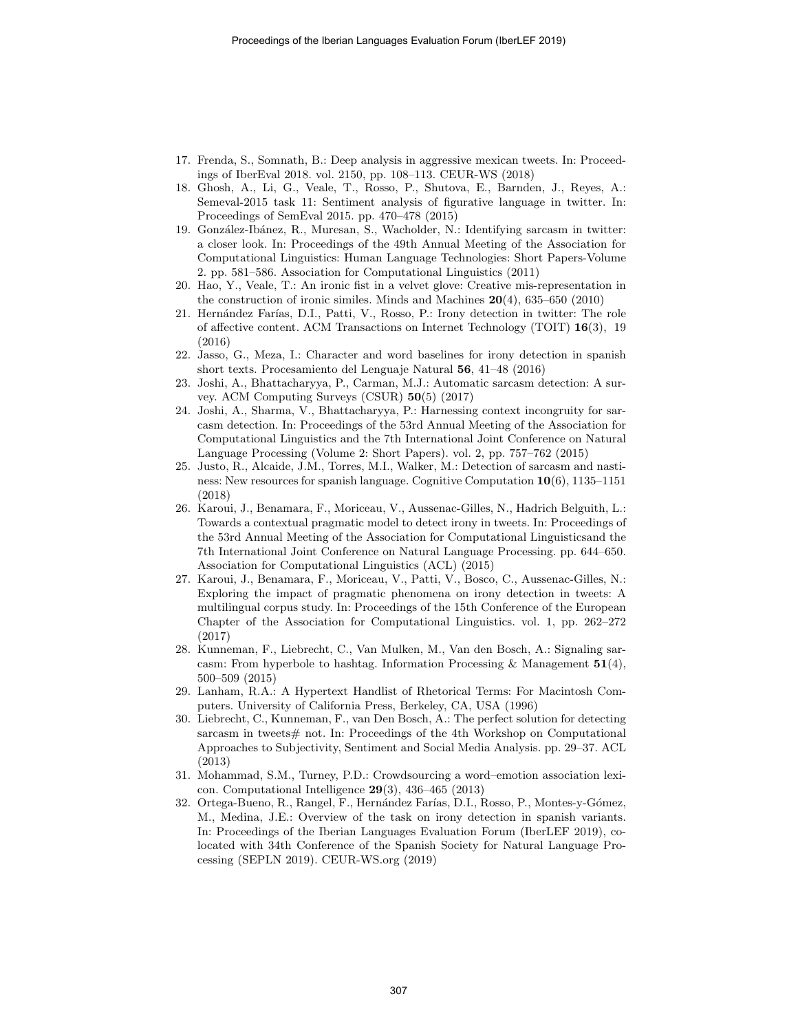17. Frenda, S., Somnath, B.: Deep analysis in aggressive mexican tweets. In: Proceedings of IberEval 2018. vol. 2150, pp. 108–113. CEUR-WS (2018)
18. Ghosh, A., Li, G., Veale, T., Rosso, P., Shutova, E., Barnden, J., Reyes, A.: Semeval-2015 task 11: Sentiment analysis of figurative language in twitter. In: Proceedings of SemEval 2015. pp. 470–478 (2015)
19. González-Ibánez, R., Muresan, S., Wacholder, N.: Identifying sarcasm in twitter: a closer look. In: Proceedings of the 49th Annual Meeting of the Association for Computational Linguistics: Human Language Technologies: Short Papers-Volume 2. pp. 581–586. Association for Computational Linguistics (2011)
20. Hao, Y., Veale, T.: An ironic fist in a velvet glove: Creative mis-representation in the construction of ironic similes. Minds and Machines **20**(4), 635–650 (2010)
21. Hernández Farías, D.I., Patti, V., Rosso, P.: Irony detection in twitter: The role of affective content. ACM Transactions on Internet Technology (TOIT) **16**(3), 19 (2016)
22. Jasso, G., Meza, I.: Character and word baselines for irony detection in spanish short texts. Procesamiento del Lenguaje Natural **56**, 41–48 (2016)
23. Joshi, A., Bhattacharyya, P., Carman, M.J.: Automatic sarcasm detection: A survey. ACM Computing Surveys (CSUR) **50**(5) (2017)
24. Joshi, A., Sharma, V., Bhattacharyya, P.: Harnessing context incongruity for sarcasm detection. In: Proceedings of the 53rd Annual Meeting of the Association for Computational Linguistics and the 7th International Joint Conference on Natural Language Processing (Volume 2: Short Papers). vol. 2, pp. 757–762 (2015)
25. Justo, R., Alcaide, J.M., Torres, M.I., Walker, M.: Detection of sarcasm and nastiness: New resources for spanish language. Cognitive Computation **10**(6), 1135–1151 (2018)
26. Karoui, J., Benamara, F., Moriceau, V., Aussenac-Gilles, N., Hadrich Belguith, L.: Towards a contextual pragmatic model to detect irony in tweets. In: Proceedings of the 53rd Annual Meeting of the Association for Computational Linguisticsand the 7th International Joint Conference on Natural Language Processing. pp. 644–650. Association for Computational Linguistics (ACL) (2015)
27. Karoui, J., Benamara, F., Moriceau, V., Patti, V., Bosco, C., Aussenac-Gilles, N.: Exploring the impact of pragmatic phenomena on irony detection in tweets: A multilingual corpus study. In: Proceedings of the 15th Conference of the European Chapter of the Association for Computational Linguistics. vol. 1, pp. 262–272 (2017)
28. Kunneman, F., Liebrecht, C., Van Mulken, M., Van den Bosch, A.: Signaling sarcasm: From hyperbole to hashtag. Information Processing & Management **51**(4), 500–509 (2015)
29. Lanham, R.A.: A Hypertext Handlist of Rhetorical Terms: For Macintosh Computers. University of California Press, Berkeley, CA, USA (1996)
30. Liebrecht, C., Kunneman, F., van Den Bosch, A.: The perfect solution for detecting sarcasm in tweets# not. In: Proceedings of the 4th Workshop on Computational Approaches to Subjectivity, Sentiment and Social Media Analysis. pp. 29–37. ACL (2013)
31. Mohammad, S.M., Turney, P.D.: Crowdsourcing a word–emotion association lexicon. Computational Intelligence **29**(3), 436–465 (2013)
32. Ortega-Bueno, R., Rangel, F., Hernández Farías, D.I., Rosso, P., Montes-y-Gómez, M., Medina, J.E.: Overview of the task on irony detection in spanish variants. In: Proceedings of the Iberian Languages Evaluation Forum (IberLEF 2019), co-located with 34th Conference of the Spanish Society for Natural Language Processing (SEPLN 2019). CEUR-WS.org (2019)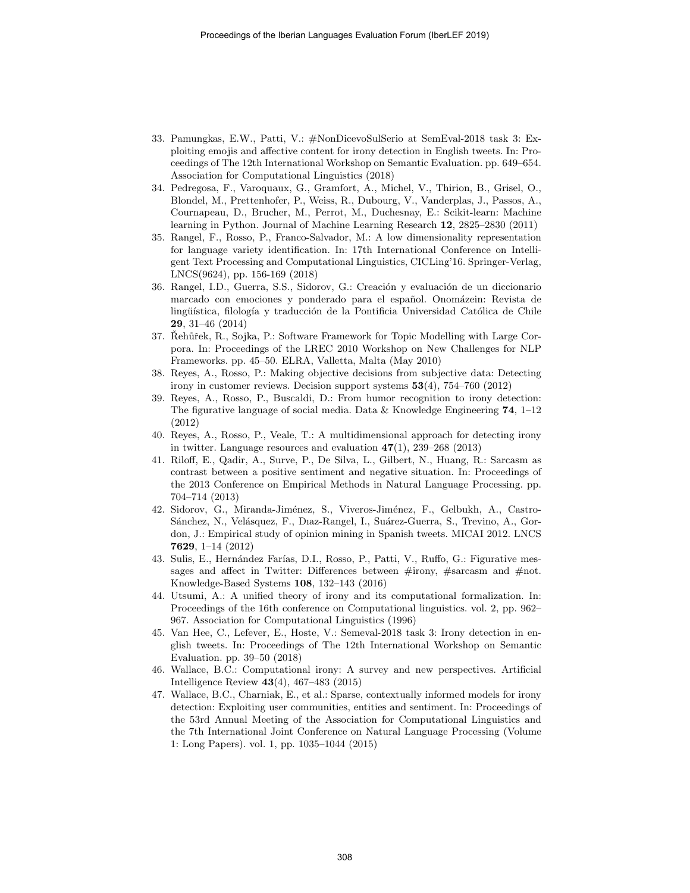33. Pamungkas, E.W., Patti, V.: #NonDicevoSulSerio at SemEval-2018 task 3: Exploiting emojis and affective content for irony detection in English tweets. In: Proceedings of The 12th International Workshop on Semantic Evaluation. pp. 649–654. Association for Computational Linguistics (2018)
34. Pedregosa, F., Varoquaux, G., Gramfort, A., Michel, V., Thirion, B., Grisel, O., Blondel, M., Prettenhofer, P., Weiss, R., Dubourg, V., Vanderplas, J., Passos, A., Cournapeau, D., Brucher, M., Perrot, M., Duchesnay, E.: Scikit-learn: Machine learning in Python. Journal of Machine Learning Research **12**, 2825–2830 (2011)
35. Rangel, F., Rosso, P., Franco-Salvador, M.: A low dimensionality representation for language variety identification. In: 17th International Conference on Intelligent Text Processing and Computational Linguistics, CICLing'16. Springer-Verlag, LNCS(9624), pp. 156-169 (2018)
36. Rangel, I.D., Guerra, S.S., Sidorov, G.: Creación y evaluación de un diccionario marcado con emociones y ponderado para el español. Onomázein: Revista de lingüística, filología y traducción de la Pontificia Universidad Católica de Chile **29**, 31–46 (2014)
37. Řehůřek, R., Sojka, P.: Software Framework for Topic Modelling with Large Corpora. In: Proceedings of the LREC 2010 Workshop on New Challenges for NLP Frameworks. pp. 45–50. ELRA, Valletta, Malta (May 2010)
38. Reyes, A., Rosso, P.: Making objective decisions from subjective data: Detecting irony in customer reviews. Decision support systems **53**(4), 754–760 (2012)
39. Reyes, A., Rosso, P., Buscaldi, D.: From humor recognition to irony detection: The figurative language of social media. Data & Knowledge Engineering **74**, 1–12 (2012)
40. Reyes, A., Rosso, P., Veale, T.: A multidimensional approach for detecting irony in twitter. Language resources and evaluation **47**(1), 239–268 (2013)
41. Riloff, E., Qadir, A., Surve, P., De Silva, L., Gilbert, N., Huang, R.: Sarcasm as contrast between a positive sentiment and negative situation. In: Proceedings of the 2013 Conference on Empirical Methods in Natural Language Processing. pp. 704–714 (2013)
42. Sidorov, G., Miranda-Jiménez, S., Viveros-Jiménez, F., Gelbukh, A., Castro-Sánchez, N., Velásquez, F., Dıaz-Rangel, I., Suárez-Guerra, S., Trevino, A., Gordon, J.: Empirical study of opinion mining in Spanish tweets. MICAI 2012. LNCS **7629**, 1–14 (2012)
43. Sulis, E., Hernández Farías, D.I., Rosso, P., Patti, V., Ruffo, G.: Figurative messages and affect in Twitter: Differences between #irony, #sarcasm and #not. Knowledge-Based Systems **108**, 132–143 (2016)
44. Utsumi, A.: A unified theory of irony and its computational formalization. In: Proceedings of the 16th conference on Computational linguistics. vol. 2, pp. 962–967. Association for Computational Linguistics (1996)
45. Van Hee, C., Lefever, E., Hoste, V.: Semeval-2018 task 3: Irony detection in english tweets. In: Proceedings of The 12th International Workshop on Semantic Evaluation. pp. 39–50 (2018)
46. Wallace, B.C.: Computational irony: A survey and new perspectives. Artificial Intelligence Review **43**(4), 467–483 (2015)
47. Wallace, B.C., Charniak, E., et al.: Sparse, contextually informed models for irony detection: Exploiting user communities, entities and sentiment. In: Proceedings of the 53rd Annual Meeting of the Association for Computational Linguistics and the 7th International Joint Conference on Natural Language Processing (Volume 1: Long Papers). vol. 1, pp. 1035–1044 (2015)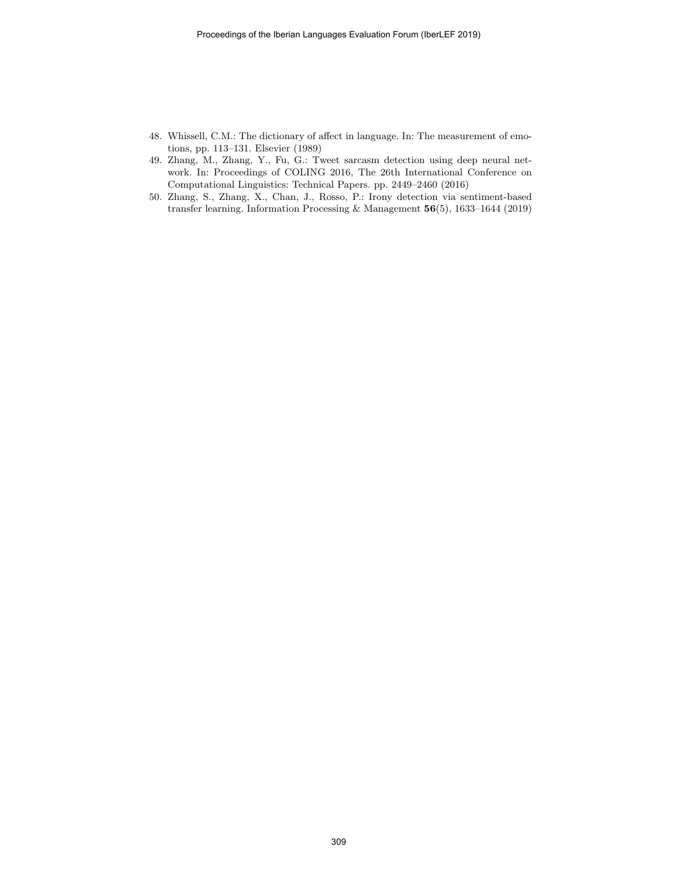48. Whissell, C.M.: The dictionary of affect in language. In: The measurement of emotions, pp. 113–131. Elsevier (1989)
49. Zhang, M., Zhang, Y., Fu, G.: Tweet sarcasm detection using deep neural network. In: Proceedings of COLING 2016, The 26th International Conference on Computational Linguistics: Technical Papers. pp. 2449–2460 (2016)
50. Zhang, S., Zhang, X., Chan, J., Rosso, P.: Irony detection via sentiment-based transfer learning. Information Processing & Management **56**(5), 1633–1644 (2019)